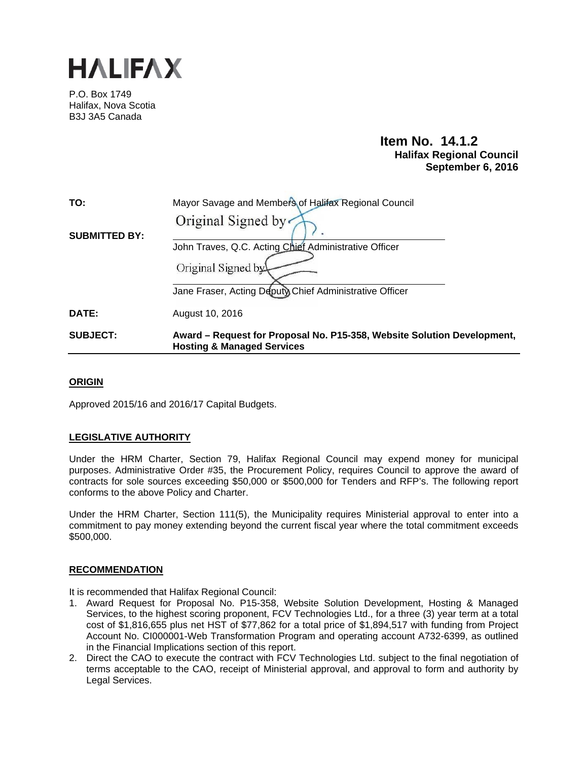# HALIFAX

P.O. Box 1749
Halifax, Nova Scotia
B3J 3A5 Canada

**Item No. 14.1.2**
**Halifax Regional Council**
**September 6, 2016**

| | |
|---|---|
| **TO:** | Mayor Savage and Members of Halifax Regional Council |
| **SUBMITTED BY:** | Original Signed by<br>John Traves, Q.C. Acting Chief Administrative Officer<br>Original Signed by<br>Jane Fraser, Acting Deputy Chief Administrative Officer |
| **DATE:** | August 10, 2016 |
| **SUBJECT:** | **Award – Request for Proposal No. P15-358, Website Solution Development, Hosting & Managed Services** |

## ORIGIN

Approved 2015/16 and 2016/17 Capital Budgets.

## LEGISLATIVE AUTHORITY

Under the HRM Charter, Section 79, Halifax Regional Council may expend money for municipal purposes. Administrative Order #35, the Procurement Policy, requires Council to approve the award of contracts for sole sources exceeding $50,000 or $500,000 for Tenders and RFP's. The following report conforms to the above Policy and Charter.

Under the HRM Charter, Section 111(5), the Municipality requires Ministerial approval to enter into a commitment to pay money extending beyond the current fiscal year where the total commitment exceeds $500,000.

## RECOMMENDATION

It is recommended that Halifax Regional Council:

1. Award Request for Proposal No. P15-358, Website Solution Development, Hosting & Managed Services, to the highest scoring proponent, FCV Technologies Ltd., for a three (3) year term at a total cost of $1,816,655 plus net HST of $77,862 for a total price of $1,894,517 with funding from Project Account No. CI000001-Web Transformation Program and operating account A732-6399, as outlined in the Financial Implications section of this report.
2. Direct the CAO to execute the contract with FCV Technologies Ltd. subject to the final negotiation of terms acceptable to the CAO, receipt of Ministerial approval, and approval to form and authority by Legal Services.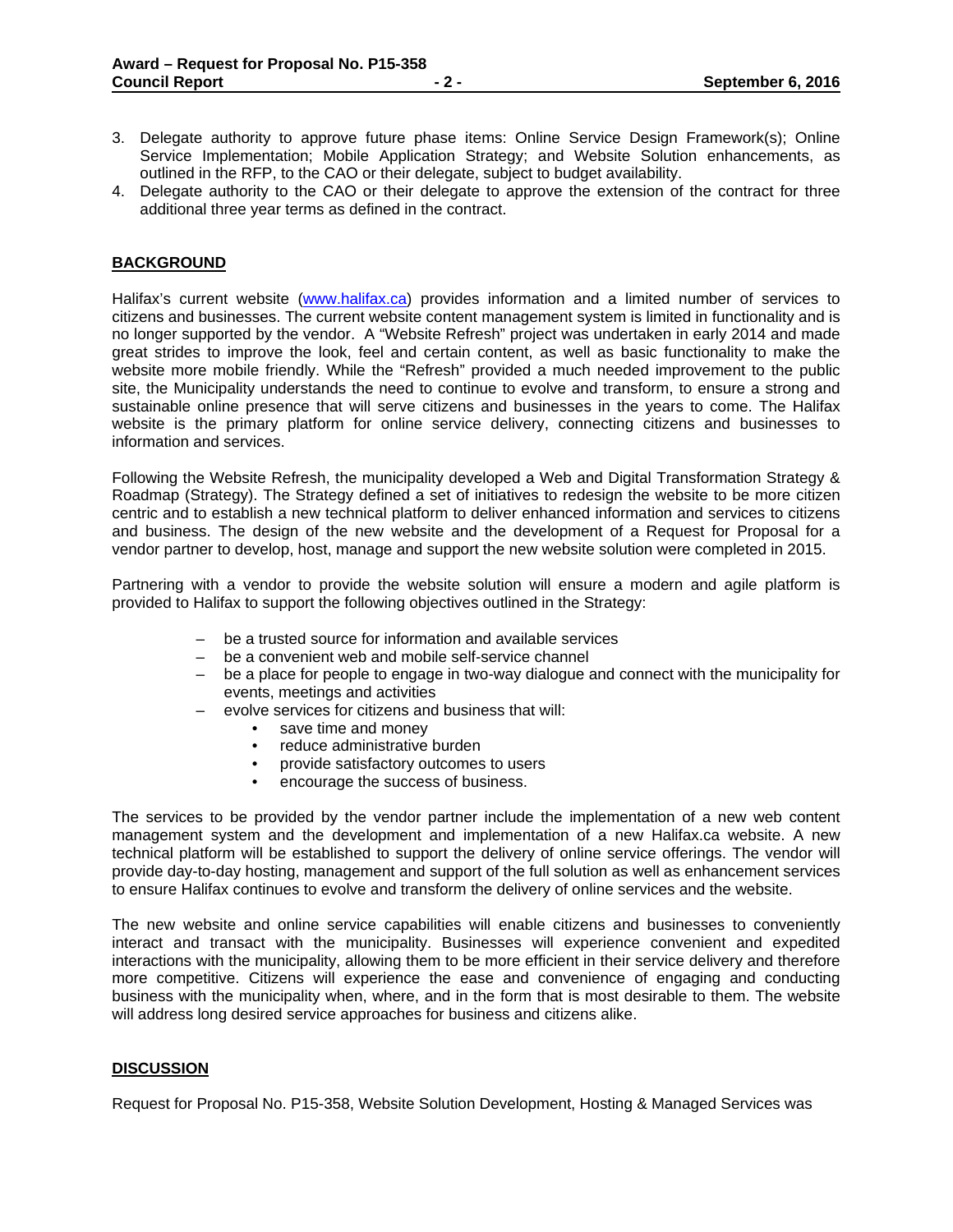3. Delegate authority to approve future phase items: Online Service Design Framework(s); Online Service Implementation; Mobile Application Strategy; and Website Solution enhancements, as outlined in the RFP, to the CAO or their delegate, subject to budget availability.
4. Delegate authority to the CAO or their delegate to approve the extension of the contract for three additional three year terms as defined in the contract.

## BACKGROUND

Halifax's current website (www.halifax.ca) provides information and a limited number of services to citizens and businesses. The current website content management system is limited in functionality and is no longer supported by the vendor. A "Website Refresh" project was undertaken in early 2014 and made great strides to improve the look, feel and certain content, as well as basic functionality to make the website more mobile friendly. While the "Refresh" provided a much needed improvement to the public site, the Municipality understands the need to continue to evolve and transform, to ensure a strong and sustainable online presence that will serve citizens and businesses in the years to come. The Halifax website is the primary platform for online service delivery, connecting citizens and businesses to information and services.

Following the Website Refresh, the municipality developed a Web and Digital Transformation Strategy & Roadmap (Strategy). The Strategy defined a set of initiatives to redesign the website to be more citizen centric and to establish a new technical platform to deliver enhanced information and services to citizens and business. The design of the new website and the development of a Request for Proposal for a vendor partner to develop, host, manage and support the new website solution were completed in 2015.

Partnering with a vendor to provide the website solution will ensure a modern and agile platform is provided to Halifax to support the following objectives outlined in the Strategy:

- be a trusted source for information and available services
- be a convenient web and mobile self-service channel
- be a place for people to engage in two-way dialogue and connect with the municipality for events, meetings and activities
- evolve services for citizens and business that will:
  - save time and money
  - reduce administrative burden
  - provide satisfactory outcomes to users
  - encourage the success of business.

The services to be provided by the vendor partner include the implementation of a new web content management system and the development and implementation of a new Halifax.ca website. A new technical platform will be established to support the delivery of online service offerings. The vendor will provide day-to-day hosting, management and support of the full solution as well as enhancement services to ensure Halifax continues to evolve and transform the delivery of online services and the website.

The new website and online service capabilities will enable citizens and businesses to conveniently interact and transact with the municipality. Businesses will experience convenient and expedited interactions with the municipality, allowing them to be more efficient in their service delivery and therefore more competitive. Citizens will experience the ease and convenience of engaging and conducting business with the municipality when, where, and in the form that is most desirable to them. The website will address long desired service approaches for business and citizens alike.

## DISCUSSION

Request for Proposal No. P15-358, Website Solution Development, Hosting & Managed Services was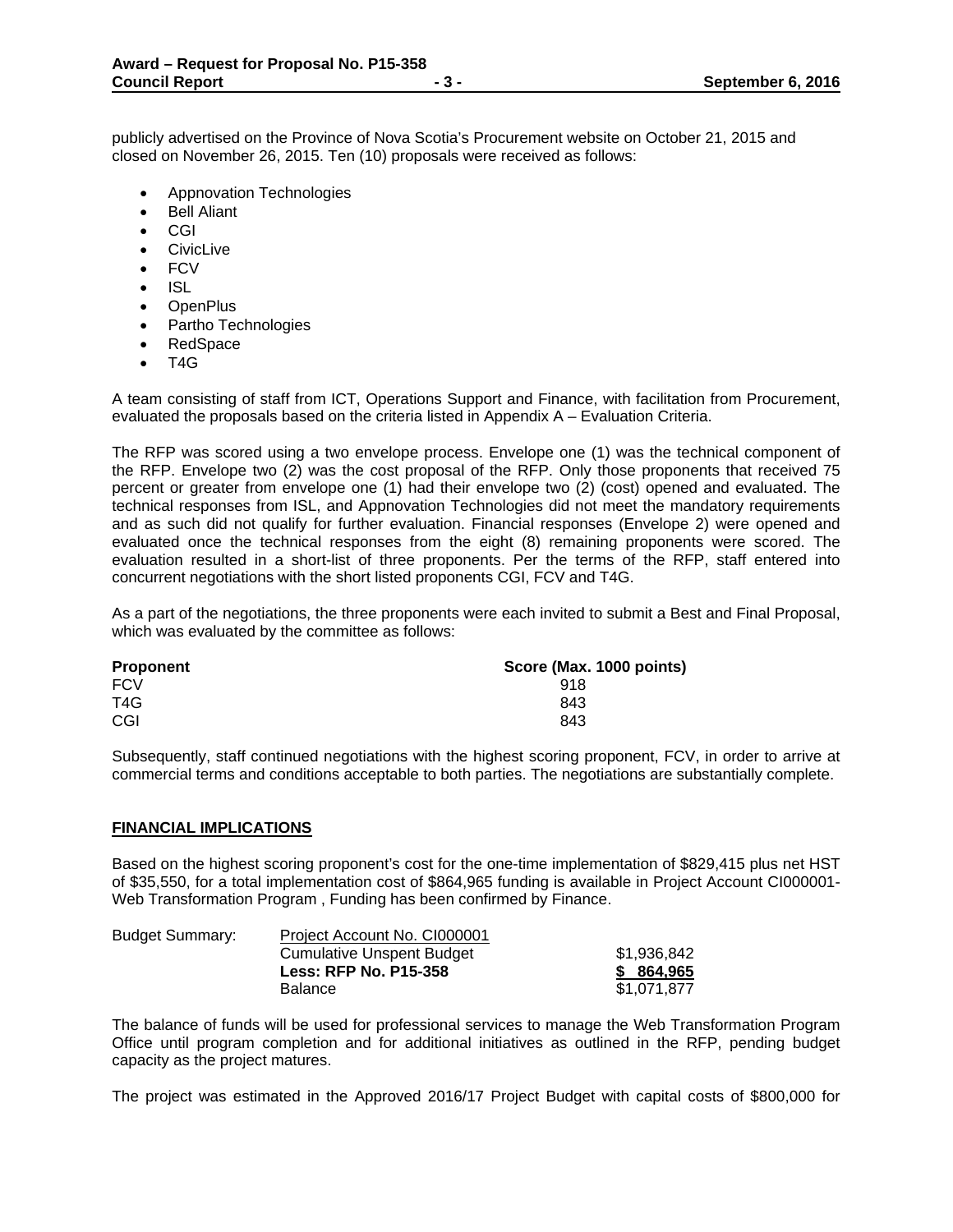publicly advertised on the Province of Nova Scotia's Procurement website on October 21, 2015 and closed on November 26, 2015. Ten (10) proposals were received as follows:

- Appnovation Technologies
- Bell Aliant
- CGI
- CivicLive
- FCV
- ISL
- OpenPlus
- Partho Technologies
- RedSpace
- T4G

A team consisting of staff from ICT, Operations Support and Finance, with facilitation from Procurement, evaluated the proposals based on the criteria listed in Appendix A – Evaluation Criteria.

The RFP was scored using a two envelope process. Envelope one (1) was the technical component of the RFP. Envelope two (2) was the cost proposal of the RFP. Only those proponents that received 75 percent or greater from envelope one (1) had their envelope two (2) (cost) opened and evaluated. The technical responses from ISL, and Appnovation Technologies did not meet the mandatory requirements and as such did not qualify for further evaluation. Financial responses (Envelope 2) were opened and evaluated once the technical responses from the eight (8) remaining proponents were scored. The evaluation resulted in a short-list of three proponents. Per the terms of the RFP, staff entered into concurrent negotiations with the short listed proponents CGI, FCV and T4G.

As a part of the negotiations, the three proponents were each invited to submit a Best and Final Proposal, which was evaluated by the committee as follows:

| **Proponent** | **Score (Max. 1000 points)** |
|---|---|
| FCV | 918 |
| T4G | 843 |
| CGI | 843 |

Subsequently, staff continued negotiations with the highest scoring proponent, FCV, in order to arrive at commercial terms and conditions acceptable to both parties. The negotiations are substantially complete.

## FINANCIAL IMPLICATIONS

Based on the highest scoring proponent's cost for the one-time implementation of $829,415 plus net HST of $35,550, for a total implementation cost of $864,965 funding is available in Project Account CI000001-Web Transformation Program , Funding has been confirmed by Finance.

| Budget Summary: | Project Account No. CI000001 | |
|---|---|---|
| | Cumulative Unspent Budget | $1,936,842 |
| | **Less: RFP No. P15-358** | **$ 864,965** |
| | Balance | $1,071,877 |

The balance of funds will be used for professional services to manage the Web Transformation Program Office until program completion and for additional initiatives as outlined in the RFP, pending budget capacity as the project matures.

The project was estimated in the Approved 2016/17 Project Budget with capital costs of $800,000 for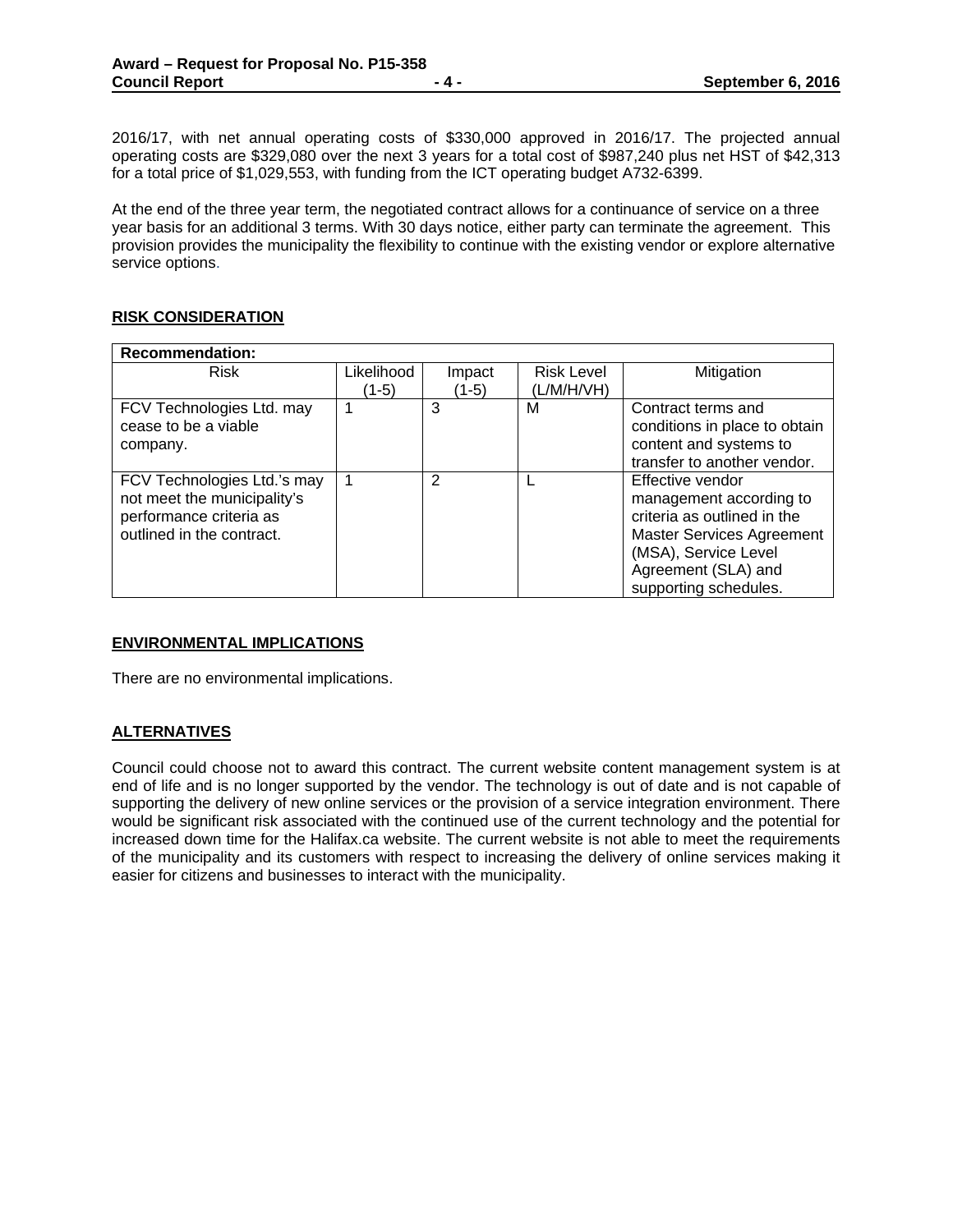2016/17, with net annual operating costs of $330,000 approved in 2016/17. The projected annual operating costs are $329,080 over the next 3 years for a total cost of $987,240 plus net HST of $42,313 for a total price of $1,029,553, with funding from the ICT operating budget A732-6399.

At the end of the three year term, the negotiated contract allows for a continuance of service on a three year basis for an additional 3 terms. With 30 days notice, either party can terminate the agreement. This provision provides the municipality the flexibility to continue with the existing vendor or explore alternative service options.

## RISK CONSIDERATION

| **Recommendation:** | | | | |
|---|---|---|---|---|
| Risk | Likelihood (1-5) | Impact (1-5) | Risk Level (L/M/H/VH) | Mitigation |
| FCV Technologies Ltd. may cease to be a viable company. | 1 | 3 | M | Contract terms and conditions in place to obtain content and systems to transfer to another vendor. |
| FCV Technologies Ltd.'s may not meet the municipality's performance criteria as outlined in the contract. | 1 | 2 | L | Effective vendor management according to criteria as outlined in the Master Services Agreement (MSA), Service Level Agreement (SLA) and supporting schedules. |

## ENVIRONMENTAL IMPLICATIONS

There are no environmental implications.

## ALTERNATIVES

Council could choose not to award this contract. The current website content management system is at end of life and is no longer supported by the vendor. The technology is out of date and is not capable of supporting the delivery of new online services or the provision of a service integration environment. There would be significant risk associated with the continued use of the current technology and the potential for increased down time for the Halifax.ca website. The current website is not able to meet the requirements of the municipality and its customers with respect to increasing the delivery of online services making it easier for citizens and businesses to interact with the municipality.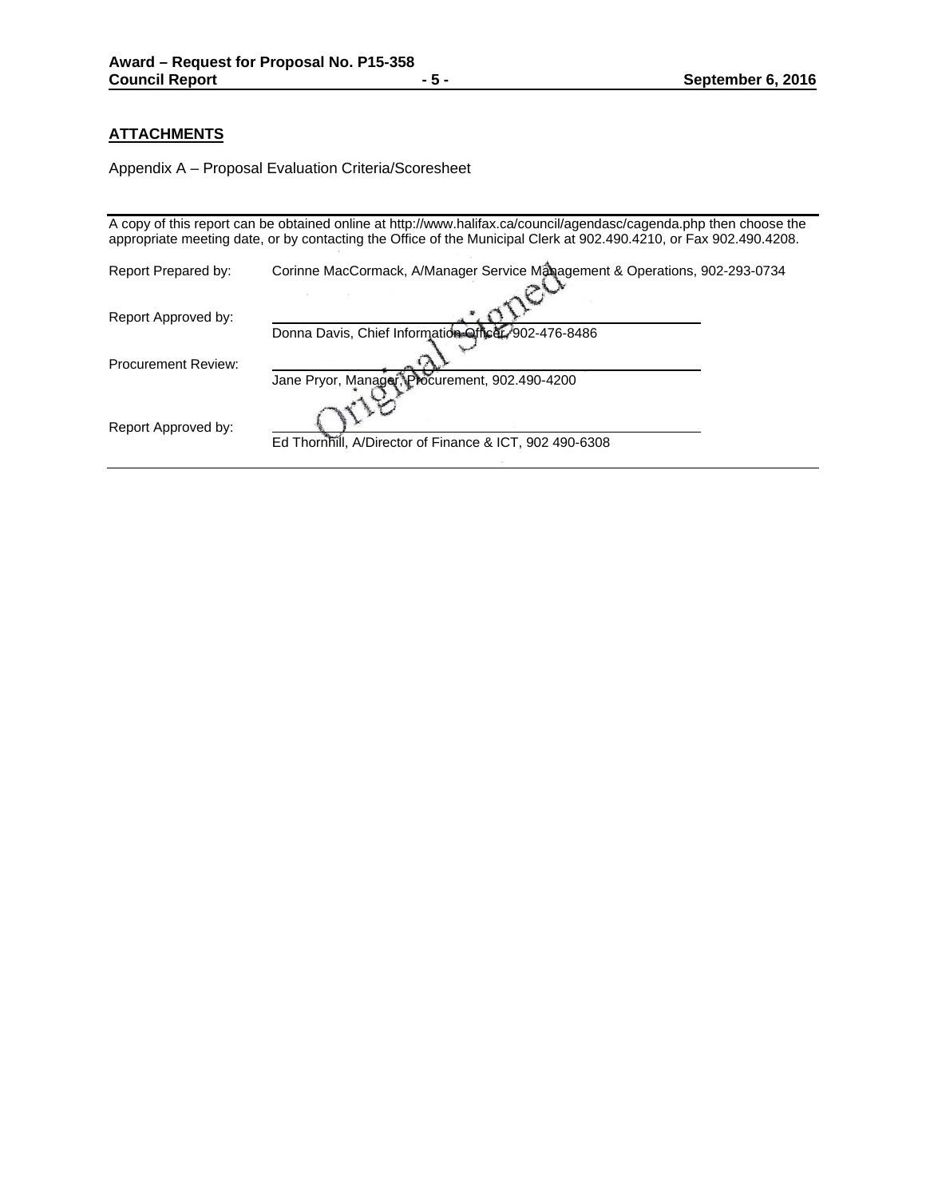## ATTACHMENTS

Appendix A – Proposal Evaluation Criteria/Scoresheet

---

A copy of this report can be obtained online at http://www.halifax.ca/council/agendasc/cagenda.php then choose the appropriate meeting date, or by contacting the Office of the Municipal Clerk at 902.490.4210, or Fax 902.490.4208.

Report Prepared by: Corinne MacCormack, A/Manager Service Management & Operations, 902-293-0734

Report Approved by: Donna Davis, Chief Information Officer, 902-476-8486

Procurement Review: Jane Pryor, Manager, Procurement, 902.490-4200

Report Approved by: Ed Thornhill, A/Director of Finance & ICT, 902 490-6308

Original Signed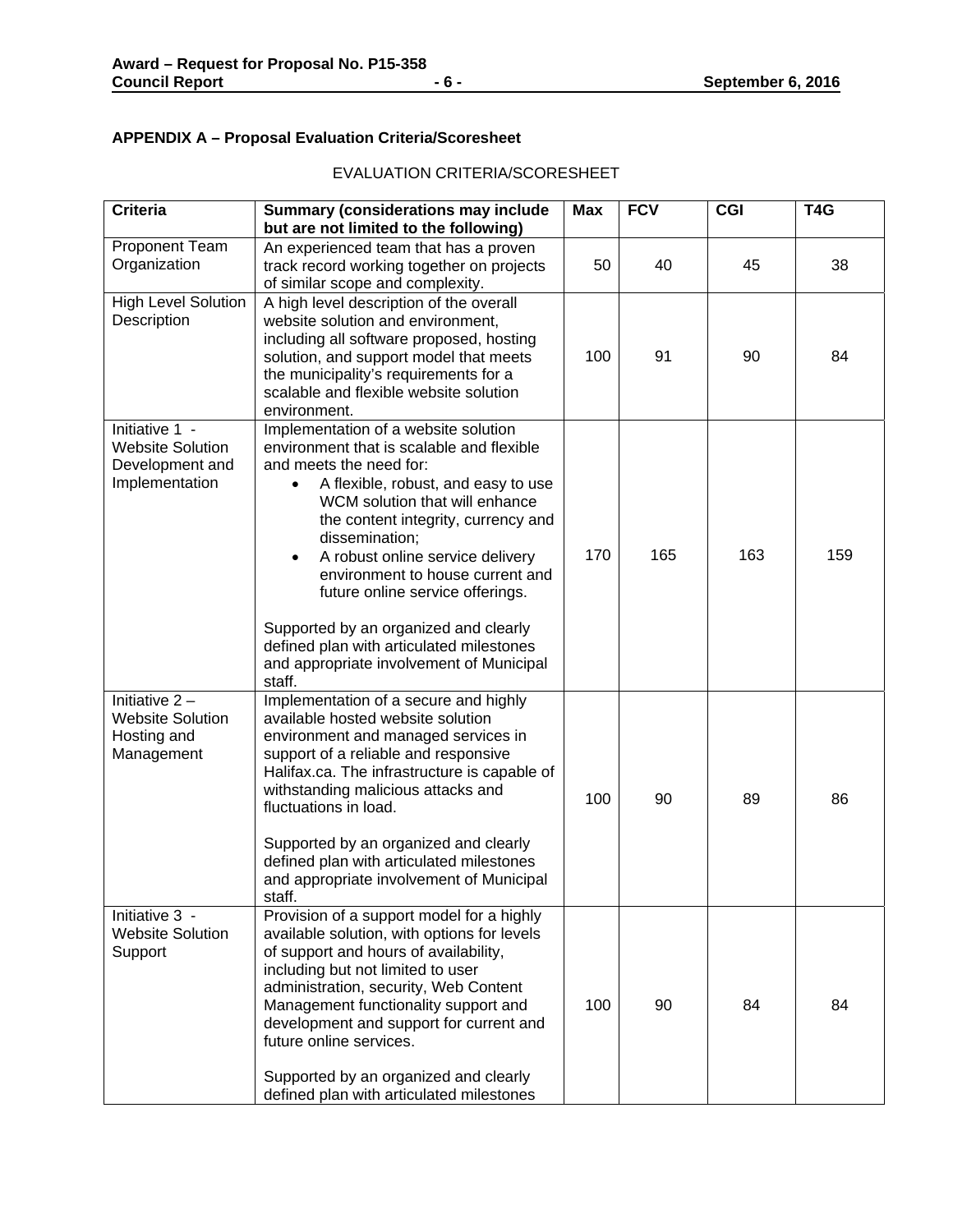## APPENDIX A – Proposal Evaluation Criteria/Scoresheet

EVALUATION CRITERIA/SCORESHEET

| Criteria | Summary (considerations may include but are not limited to the following) | Max | FCV | CGI | T4G |
|---|---|---|---|---|---|
| Proponent Team Organization | An experienced team that has a proven track record working together on projects of similar scope and complexity. | 50 | 40 | 45 | 38 |
| High Level Solution Description | A high level description of the overall website solution and environment, including all software proposed, hosting solution, and support model that meets the municipality's requirements for a scalable and flexible website solution environment. | 100 | 91 | 90 | 84 |
| Initiative 1 - Website Solution Development and Implementation | Implementation of a website solution environment that is scalable and flexible and meets the need for: <br>• A flexible, robust, and easy to use WCM solution that will enhance the content integrity, currency and dissemination; <br>• A robust online service delivery environment to house current and future online service offerings. <br><br>Supported by an organized and clearly defined plan with articulated milestones and appropriate involvement of Municipal staff. | 170 | 165 | 163 | 159 |
| Initiative 2 – Website Solution Hosting and Management | Implementation of a secure and highly available hosted website solution environment and managed services in support of a reliable and responsive Halifax.ca. The infrastructure is capable of withstanding malicious attacks and fluctuations in load. <br><br>Supported by an organized and clearly defined plan with articulated milestones and appropriate involvement of Municipal staff. | 100 | 90 | 89 | 86 |
| Initiative 3 - Website Solution Support | Provision of a support model for a highly available solution, with options for levels of support and hours of availability, including but not limited to user administration, security, Web Content Management functionality support and development and support for current and future online services. <br><br>Supported by an organized and clearly defined plan with articulated milestones | 100 | 90 | 84 | 84 |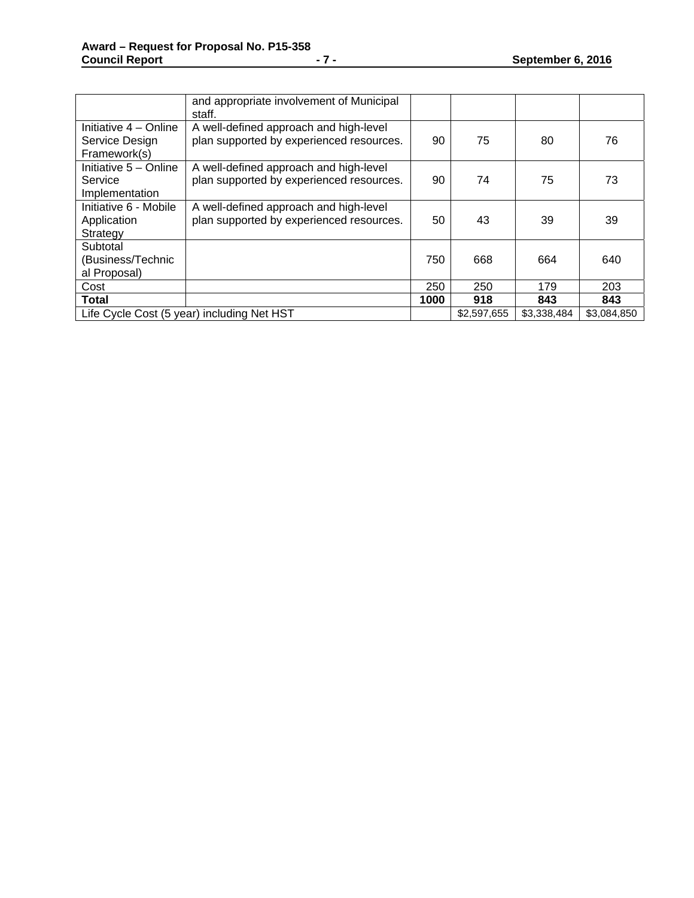| | | | | | |
|---|---|---|---|---|---|
| | and appropriate involvement of Municipal staff. | | | | |
| Initiative 4 – Online Service Design Framework(s) | A well-defined approach and high-level plan supported by experienced resources. | 90 | 75 | 80 | 76 |
| Initiative 5 – Online Service Implementation | A well-defined approach and high-level plan supported by experienced resources. | 90 | 74 | 75 | 73 |
| Initiative 6 - Mobile Application Strategy | A well-defined approach and high-level plan supported by experienced resources. | 50 | 43 | 39 | 39 |
| Subtotal (Business/Technical Proposal) | | 750 | 668 | 664 | 640 |
| Cost | | 250 | 250 | 179 | 203 |
| **Total** | | **1000** | **918** | **843** | **843** |
| Life Cycle Cost (5 year) including Net HST | | | $2,597,655 | $3,338,484 | $3,084,850 |